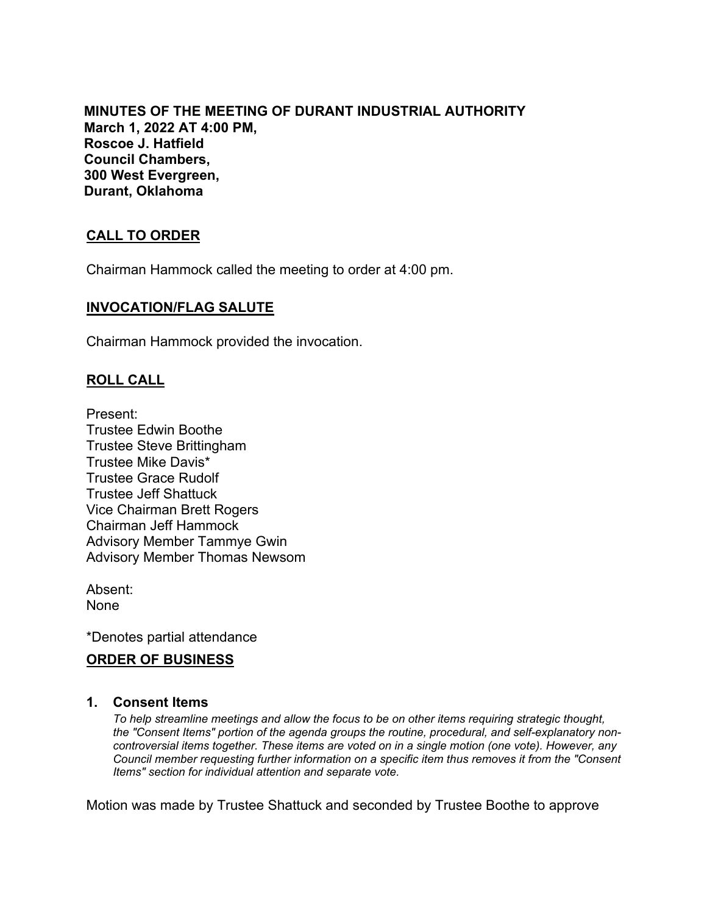**MINUTES OF THE MEETING OF DURANT INDUSTRIAL AUTHORITY**
**March 1, 2022 AT 4:00 PM,**
**Roscoe J. Hatfield**
**Council Chambers,**
**300 West Evergreen,**
**Durant, Oklahoma**

## CALL TO ORDER

Chairman Hammock called the meeting to order at 4:00 pm.

## INVOCATION/FLAG SALUTE

Chairman Hammock provided the invocation.

## ROLL CALL

Present:
Trustee Edwin Boothe
Trustee Steve Brittingham
Trustee Mike Davis*
Trustee Grace Rudolf
Trustee Jeff Shattuck
Vice Chairman Brett Rogers
Chairman Jeff Hammock
Advisory Member Tammye Gwin
Advisory Member Thomas Newsom

Absent:
None

*Denotes partial attendance

## ORDER OF BUSINESS

### 1. Consent Items

*To help streamline meetings and allow the focus to be on other items requiring strategic thought, the "Consent Items" portion of the agenda groups the routine, procedural, and self-explanatory non-controversial items together. These items are voted on in a single motion (one vote). However, any Council member requesting further information on a specific item thus removes it from the "Consent Items" section for individual attention and separate vote.*

Motion was made by Trustee Shattuck and seconded by Trustee Boothe to approve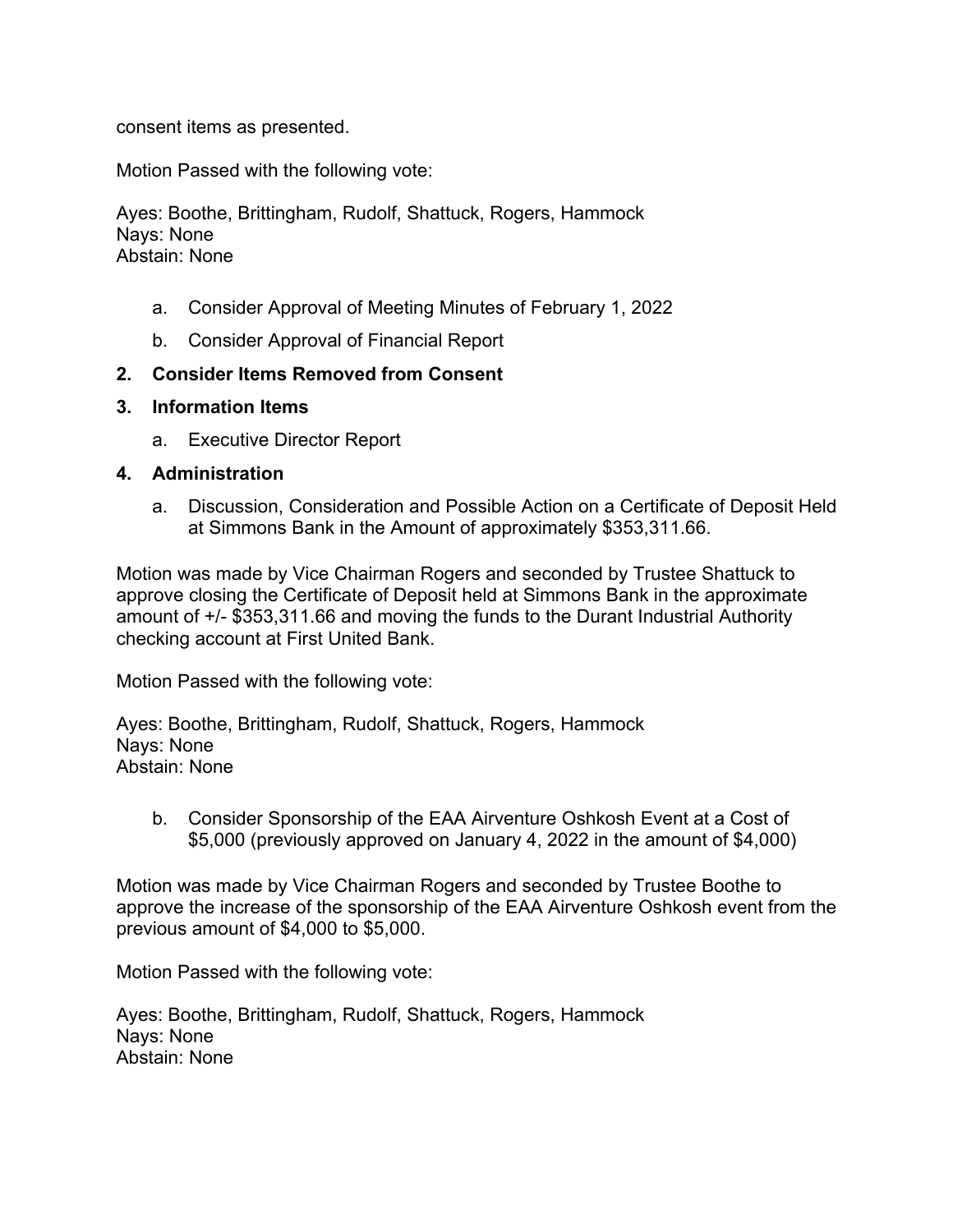consent items as presented.

Motion Passed with the following vote:

Ayes: Boothe, Brittingham, Rudolf, Shattuck, Rogers, Hammock
Nays: None
Abstain: None

a. Consider Approval of Meeting Minutes of February 1, 2022

b. Consider Approval of Financial Report

**2. Consider Items Removed from Consent**

**3. Information Items**

a. Executive Director Report

**4. Administration**

a. Discussion, Consideration and Possible Action on a Certificate of Deposit Held at Simmons Bank in the Amount of approximately $353,311.66.

Motion was made by Vice Chairman Rogers and seconded by Trustee Shattuck to approve closing the Certificate of Deposit held at Simmons Bank in the approximate amount of +/- $353,311.66 and moving the funds to the Durant Industrial Authority checking account at First United Bank.

Motion Passed with the following vote:

Ayes: Boothe, Brittingham, Rudolf, Shattuck, Rogers, Hammock
Nays: None
Abstain: None

b. Consider Sponsorship of the EAA Airventure Oshkosh Event at a Cost of $5,000 (previously approved on January 4, 2022 in the amount of $4,000)

Motion was made by Vice Chairman Rogers and seconded by Trustee Boothe to approve the increase of the sponsorship of the EAA Airventure Oshkosh event from the previous amount of $4,000 to $5,000.

Motion Passed with the following vote:

Ayes: Boothe, Brittingham, Rudolf, Shattuck, Rogers, Hammock
Nays: None
Abstain: None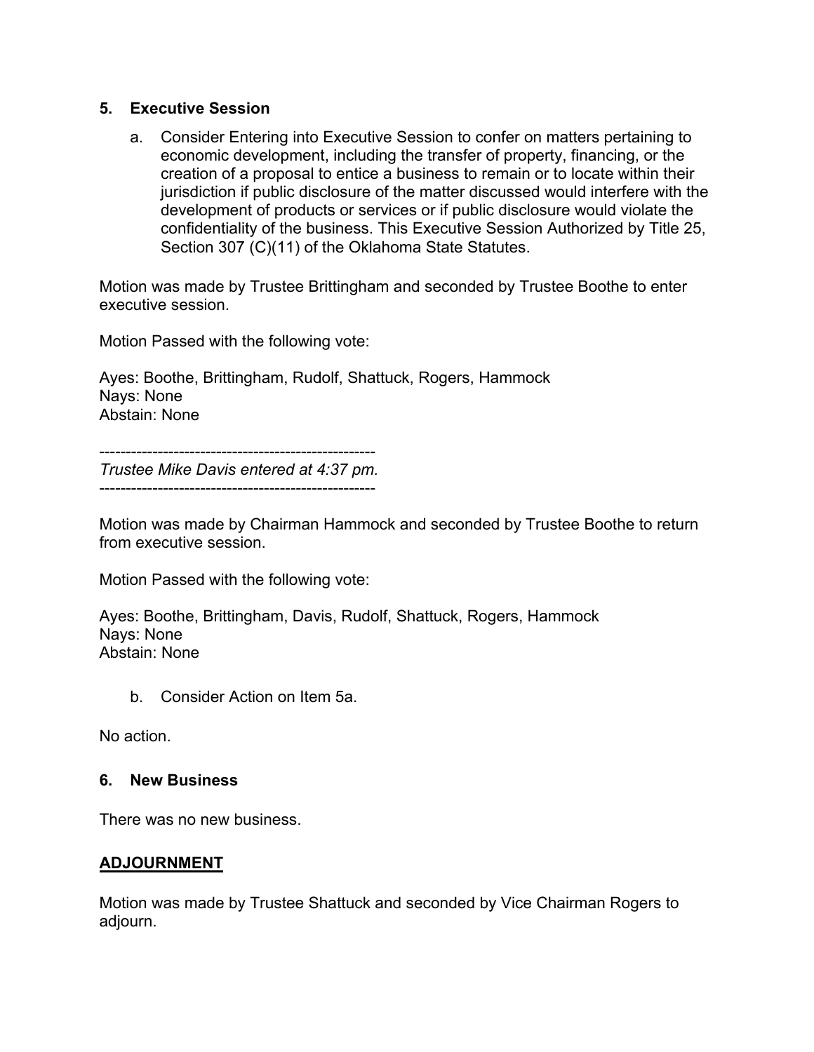## 5. Executive Session

a. Consider Entering into Executive Session to confer on matters pertaining to economic development, including the transfer of property, financing, or the creation of a proposal to entice a business to remain or to locate within their jurisdiction if public disclosure of the matter discussed would interfere with the development of products or services or if public disclosure would violate the confidentiality of the business. This Executive Session Authorized by Title 25, Section 307 (C)(11) of the Oklahoma State Statutes.

Motion was made by Trustee Brittingham and seconded by Trustee Boothe to enter executive session.

Motion Passed with the following vote:

Ayes: Boothe, Brittingham, Rudolf, Shattuck, Rogers, Hammock
Nays: None
Abstain: None

---------------------------------------------------
*Trustee Mike Davis entered at 4:37 pm.*
---------------------------------------------------

Motion was made by Chairman Hammock and seconded by Trustee Boothe to return from executive session.

Motion Passed with the following vote:

Ayes: Boothe, Brittingham, Davis, Rudolf, Shattuck, Rogers, Hammock
Nays: None
Abstain: None

b. Consider Action on Item 5a.

No action.

## 6. New Business

There was no new business.

## ADJOURNMENT

Motion was made by Trustee Shattuck and seconded by Vice Chairman Rogers to adjourn.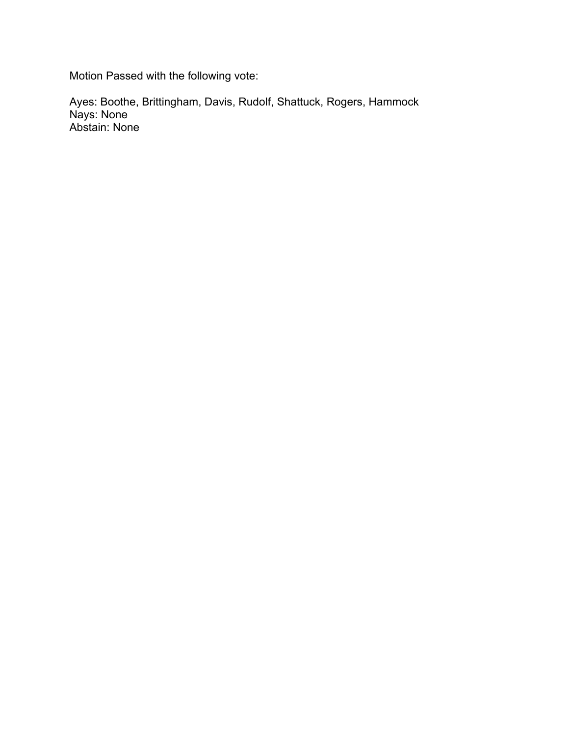Motion Passed with the following vote:

Ayes: Boothe, Brittingham, Davis, Rudolf, Shattuck, Rogers, Hammock
Nays: None
Abstain: None